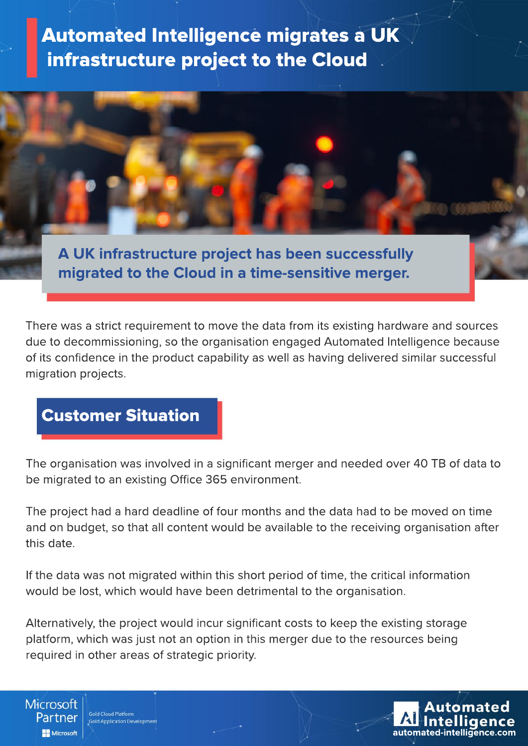# Automated Intelligence migrates a UK infrastructure project to the Cloud

**A UK infrastructure project has been successfully migrated to the Cloud in a time-sensitive merger.**

There was a strict requirement to move the data from its existing hardware and sources due to decommissioning, so the organisation engaged Automated Intelligence because of its confidence in the product capability as well as having delivered similar successful migration projects.

## Customer Situation

The organisation was involved in a significant merger and needed over 40 TB of data to be migrated to an existing Office 365 environment.

The project had a hard deadline of four months and the data had to be moved on time and on budget, so that all content would be available to the receiving organisation after this date.

If the data was not migrated within this short period of time, the critical information would be lost, which would have been detrimental to the organisation.

Alternatively, the project would incur significant costs to keep the existing storage platform, which was just not an option in this merger due to the resources being required in other areas of strategic priority.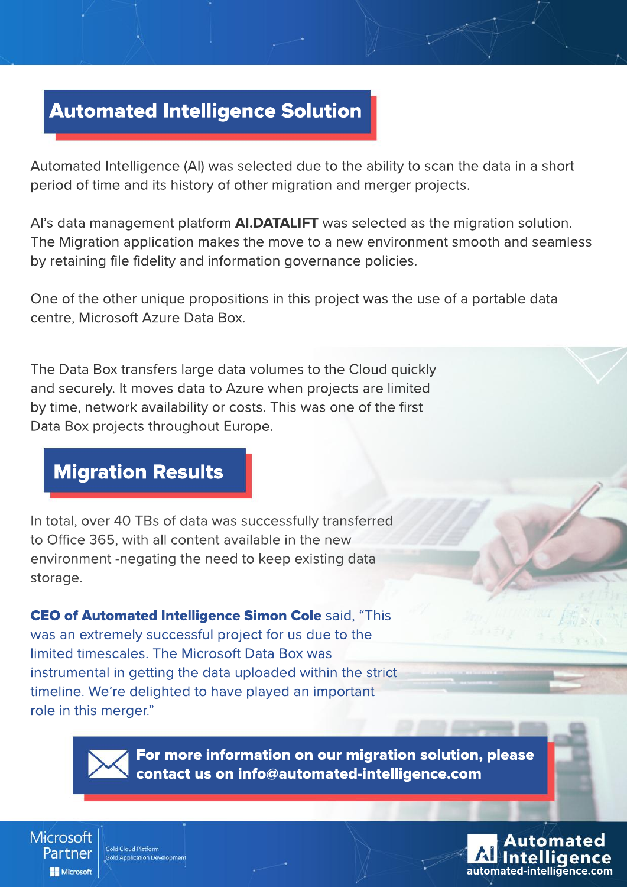## Automated Intelligence Solution

Automated Intelligence (AI) was selected due to the ability to scan the data in a short period of time and its history of other migration and merger projects.

AI's data management platform **AI.DATALIFT** was selected as the migration solution. The Migration application makes the move to a new environment smooth and seamless by retaining file fidelity and information governance policies.

One of the other unique propositions in this project was the use of a portable data centre, Microsoft Azure Data Box.

The Data Box transfers large data volumes to the Cloud quickly and securely. It moves data to Azure when projects are limited by time, network availability or costs. This was one of the first Data Box projects throughout Europe.

## Migration Results

In total, over 40 TBs of data was successfully transferred to Office 365, with all content available in the new environment -negating the need to keep existing data storage.

**CEO of Automated Intelligence Simon Cole** said, "This was an extremely successful project for us due to the limited timescales. The Microsoft Data Box was instrumental in getting the data uploaded within the strict timeline. We're delighted to have played an important role in this merger."

**For more information on our migration solution, please contact us on info@automated-intelligence.com**

Microsoft Partner
Gold Cloud Platform
Gold Application Development
Microsoft

Automated Intelligence
automated-intelligence.com